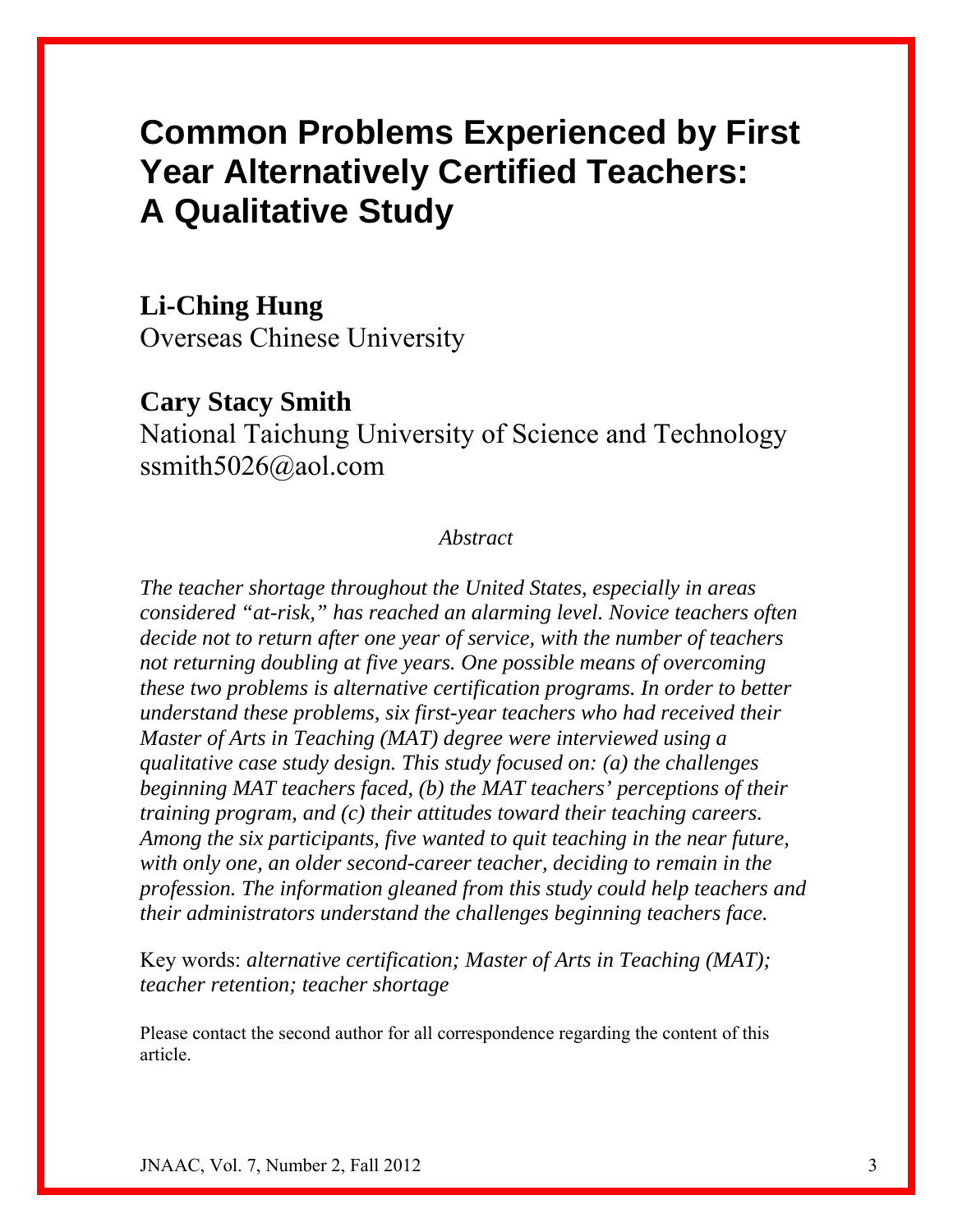# Common Problems Experienced by First Year Alternatively Certified Teachers: A Qualitative Study

**Li-Ching Hung**
Overseas Chinese University

**Cary Stacy Smith**
National Taichung University of Science and Technology
ssmith5026@aol.com

*Abstract*

*The teacher shortage throughout the United States, especially in areas considered "at-risk," has reached an alarming level. Novice teachers often decide not to return after one year of service, with the number of teachers not returning doubling at five years. One possible means of overcoming these two problems is alternative certification programs. In order to better understand these problems, six first-year teachers who had received their Master of Arts in Teaching (MAT) degree were interviewed using a qualitative case study design. This study focused on: (a) the challenges beginning MAT teachers faced, (b) the MAT teachers' perceptions of their training program, and (c) their attitudes toward their teaching careers. Among the six participants, five wanted to quit teaching in the near future, with only one, an older second-career teacher, deciding to remain in the profession. The information gleaned from this study could help teachers and their administrators understand the challenges beginning teachers face.*

Key words: *alternative certification; Master of Arts in Teaching (MAT); teacher retention; teacher shortage*

Please contact the second author for all correspondence regarding the content of this article.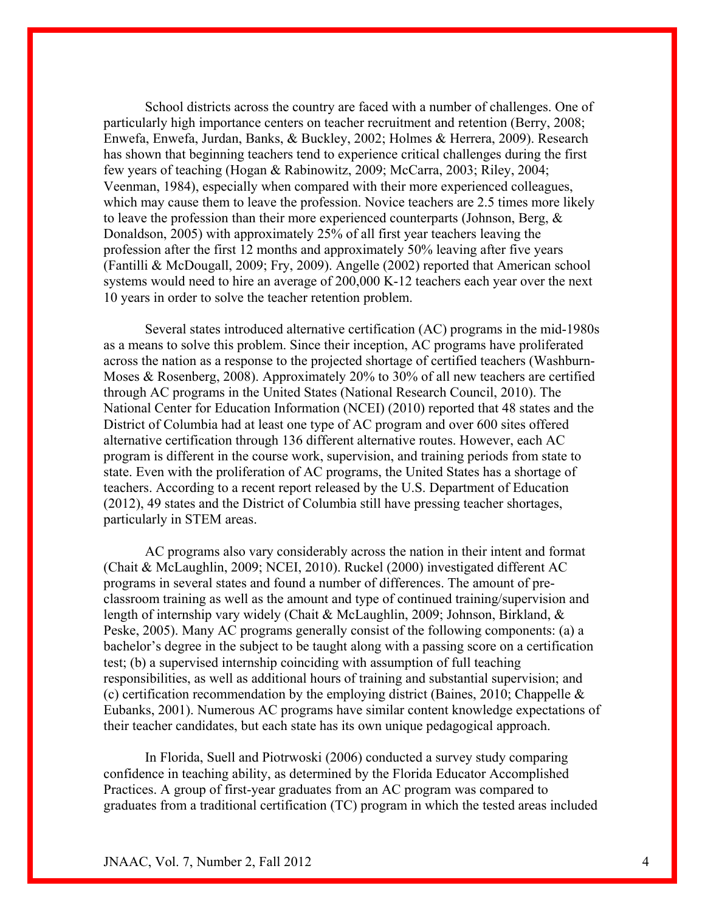School districts across the country are faced with a number of challenges. One of particularly high importance centers on teacher recruitment and retention (Berry, 2008; Enwefa, Enwefa, Jurdan, Banks, & Buckley, 2002; Holmes & Herrera, 2009). Research has shown that beginning teachers tend to experience critical challenges during the first few years of teaching (Hogan & Rabinowitz, 2009; McCarra, 2003; Riley, 2004; Veenman, 1984), especially when compared with their more experienced colleagues, which may cause them to leave the profession. Novice teachers are 2.5 times more likely to leave the profession than their more experienced counterparts (Johnson, Berg, & Donaldson, 2005) with approximately 25% of all first year teachers leaving the profession after the first 12 months and approximately 50% leaving after five years (Fantilli & McDougall, 2009; Fry, 2009). Angelle (2002) reported that American school systems would need to hire an average of 200,000 K-12 teachers each year over the next 10 years in order to solve the teacher retention problem.

Several states introduced alternative certification (AC) programs in the mid-1980s as a means to solve this problem. Since their inception, AC programs have proliferated across the nation as a response to the projected shortage of certified teachers (Washburn-Moses & Rosenberg, 2008). Approximately 20% to 30% of all new teachers are certified through AC programs in the United States (National Research Council, 2010). The National Center for Education Information (NCEI) (2010) reported that 48 states and the District of Columbia had at least one type of AC program and over 600 sites offered alternative certification through 136 different alternative routes. However, each AC program is different in the course work, supervision, and training periods from state to state. Even with the proliferation of AC programs, the United States has a shortage of teachers. According to a recent report released by the U.S. Department of Education (2012), 49 states and the District of Columbia still have pressing teacher shortages, particularly in STEM areas.

AC programs also vary considerably across the nation in their intent and format (Chait & McLaughlin, 2009; NCEI, 2010). Ruckel (2000) investigated different AC programs in several states and found a number of differences. The amount of pre-classroom training as well as the amount and type of continued training/supervision and length of internship vary widely (Chait & McLaughlin, 2009; Johnson, Birkland, & Peske, 2005). Many AC programs generally consist of the following components: (a) a bachelor's degree in the subject to be taught along with a passing score on a certification test; (b) a supervised internship coinciding with assumption of full teaching responsibilities, as well as additional hours of training and substantial supervision; and (c) certification recommendation by the employing district (Baines, 2010; Chappelle & Eubanks, 2001). Numerous AC programs have similar content knowledge expectations of their teacher candidates, but each state has its own unique pedagogical approach.

In Florida, Suell and Piotrwoski (2006) conducted a survey study comparing confidence in teaching ability, as determined by the Florida Educator Accomplished Practices. A group of first-year graduates from an AC program was compared to graduates from a traditional certification (TC) program in which the tested areas included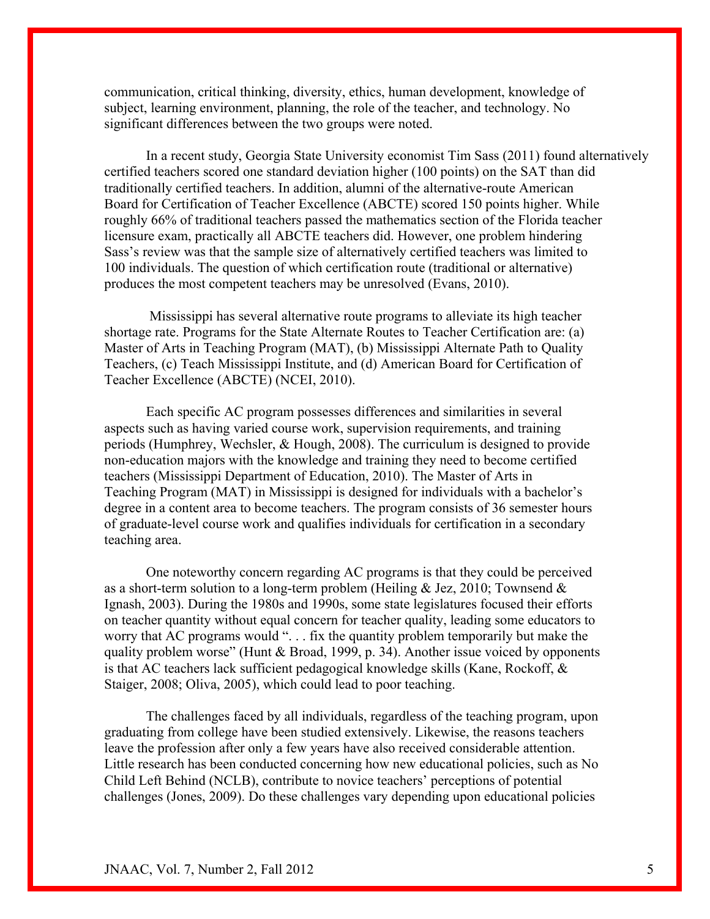communication, critical thinking, diversity, ethics, human development, knowledge of subject, learning environment, planning, the role of the teacher, and technology. No significant differences between the two groups were noted.

In a recent study, Georgia State University economist Tim Sass (2011) found alternatively certified teachers scored one standard deviation higher (100 points) on the SAT than did traditionally certified teachers. In addition, alumni of the alternative-route American Board for Certification of Teacher Excellence (ABCTE) scored 150 points higher. While roughly 66% of traditional teachers passed the mathematics section of the Florida teacher licensure exam, practically all ABCTE teachers did. However, one problem hindering Sass's review was that the sample size of alternatively certified teachers was limited to 100 individuals. The question of which certification route (traditional or alternative) produces the most competent teachers may be unresolved (Evans, 2010).

Mississippi has several alternative route programs to alleviate its high teacher shortage rate. Programs for the State Alternate Routes to Teacher Certification are: (a) Master of Arts in Teaching Program (MAT), (b) Mississippi Alternate Path to Quality Teachers, (c) Teach Mississippi Institute, and (d) American Board for Certification of Teacher Excellence (ABCTE) (NCEI, 2010).

Each specific AC program possesses differences and similarities in several aspects such as having varied course work, supervision requirements, and training periods (Humphrey, Wechsler, & Hough, 2008). The curriculum is designed to provide non-education majors with the knowledge and training they need to become certified teachers (Mississippi Department of Education, 2010). The Master of Arts in Teaching Program (MAT) in Mississippi is designed for individuals with a bachelor's degree in a content area to become teachers. The program consists of 36 semester hours of graduate-level course work and qualifies individuals for certification in a secondary teaching area.

One noteworthy concern regarding AC programs is that they could be perceived as a short-term solution to a long-term problem (Heiling & Jez, 2010; Townsend & Ignash, 2003). During the 1980s and 1990s, some state legislatures focused their efforts on teacher quantity without equal concern for teacher quality, leading some educators to worry that AC programs would ". . . fix the quantity problem temporarily but make the quality problem worse" (Hunt & Broad, 1999, p. 34). Another issue voiced by opponents is that AC teachers lack sufficient pedagogical knowledge skills (Kane, Rockoff, & Staiger, 2008; Oliva, 2005), which could lead to poor teaching.

The challenges faced by all individuals, regardless of the teaching program, upon graduating from college have been studied extensively. Likewise, the reasons teachers leave the profession after only a few years have also received considerable attention. Little research has been conducted concerning how new educational policies, such as No Child Left Behind (NCLB), contribute to novice teachers' perceptions of potential challenges (Jones, 2009). Do these challenges vary depending upon educational policies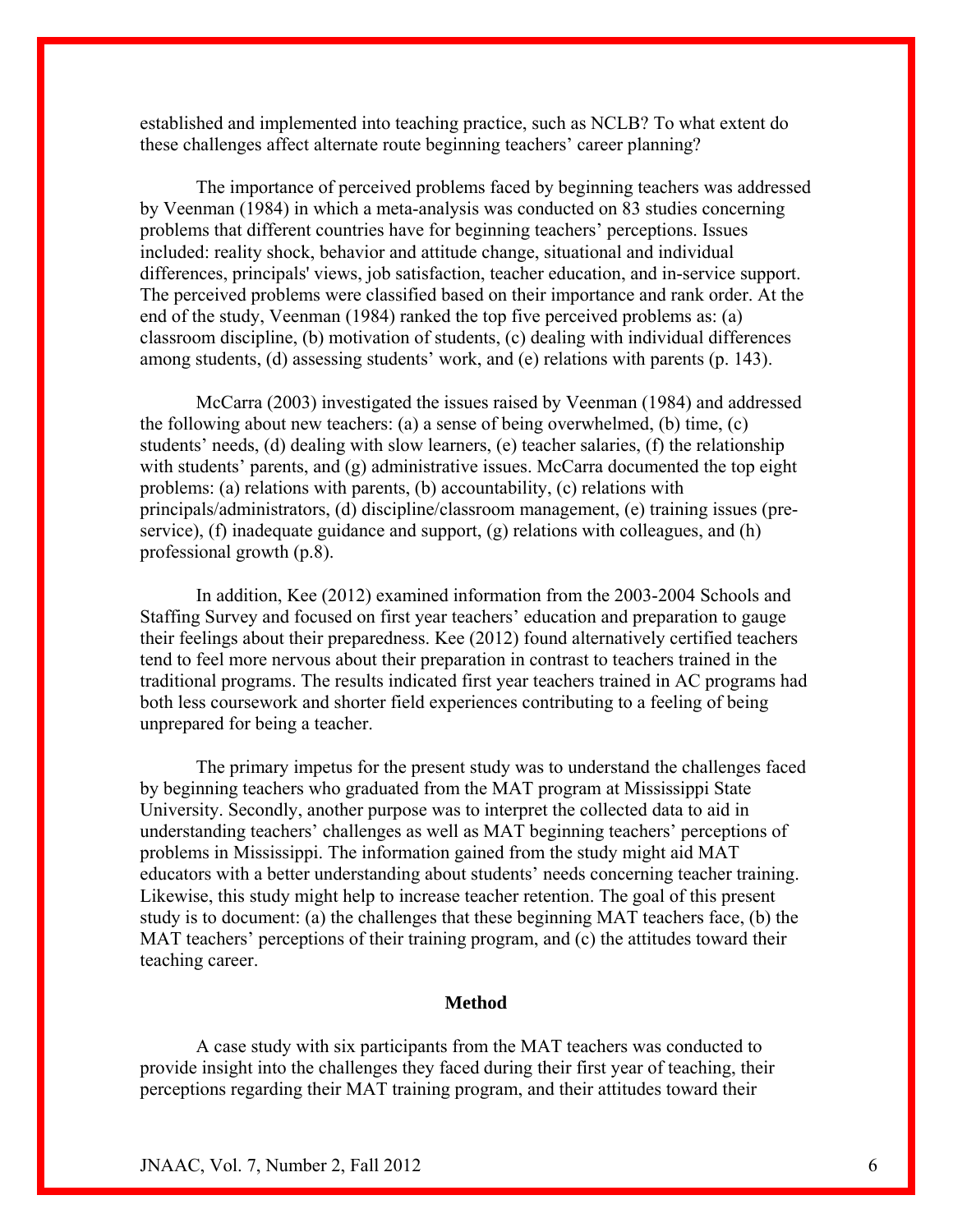established and implemented into teaching practice, such as NCLB? To what extent do these challenges affect alternate route beginning teachers' career planning?

The importance of perceived problems faced by beginning teachers was addressed by Veenman (1984) in which a meta-analysis was conducted on 83 studies concerning problems that different countries have for beginning teachers' perceptions. Issues included: reality shock, behavior and attitude change, situational and individual differences, principals' views, job satisfaction, teacher education, and in-service support. The perceived problems were classified based on their importance and rank order. At the end of the study, Veenman (1984) ranked the top five perceived problems as: (a) classroom discipline, (b) motivation of students, (c) dealing with individual differences among students, (d) assessing students' work, and (e) relations with parents (p. 143).

McCarra (2003) investigated the issues raised by Veenman (1984) and addressed the following about new teachers: (a) a sense of being overwhelmed, (b) time, (c) students' needs, (d) dealing with slow learners, (e) teacher salaries, (f) the relationship with students' parents, and (g) administrative issues. McCarra documented the top eight problems: (a) relations with parents, (b) accountability, (c) relations with principals/administrators, (d) discipline/classroom management, (e) training issues (pre-service), (f) inadequate guidance and support, (g) relations with colleagues, and (h) professional growth (p.8).

In addition, Kee (2012) examined information from the 2003-2004 Schools and Staffing Survey and focused on first year teachers' education and preparation to gauge their feelings about their preparedness. Kee (2012) found alternatively certified teachers tend to feel more nervous about their preparation in contrast to teachers trained in the traditional programs. The results indicated first year teachers trained in AC programs had both less coursework and shorter field experiences contributing to a feeling of being unprepared for being a teacher.

The primary impetus for the present study was to understand the challenges faced by beginning teachers who graduated from the MAT program at Mississippi State University. Secondly, another purpose was to interpret the collected data to aid in understanding teachers' challenges as well as MAT beginning teachers' perceptions of problems in Mississippi. The information gained from the study might aid MAT educators with a better understanding about students' needs concerning teacher training. Likewise, this study might help to increase teacher retention. The goal of this present study is to document: (a) the challenges that these beginning MAT teachers face, (b) the MAT teachers' perceptions of their training program, and (c) the attitudes toward their teaching career.

## Method

A case study with six participants from the MAT teachers was conducted to provide insight into the challenges they faced during their first year of teaching, their perceptions regarding their MAT training program, and their attitudes toward their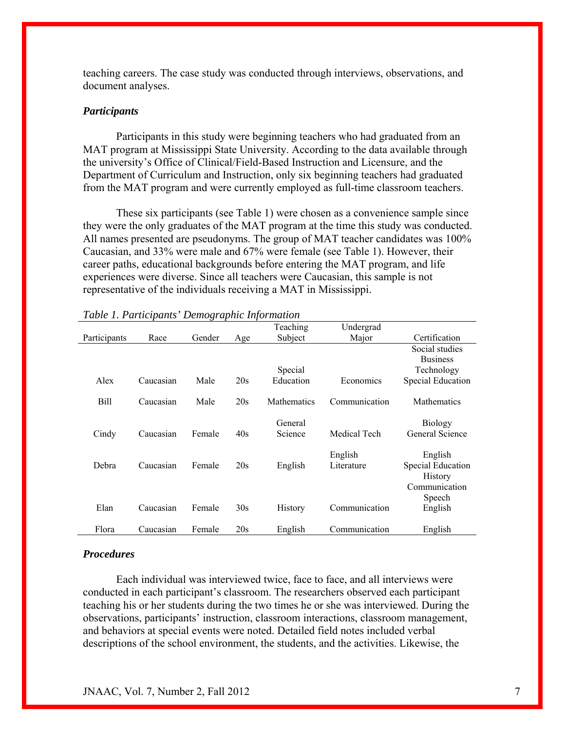teaching careers. The case study was conducted through interviews, observations, and document analyses.

### *Participants*

Participants in this study were beginning teachers who had graduated from an MAT program at Mississippi State University. According to the data available through the university's Office of Clinical/Field-Based Instruction and Licensure, and the Department of Curriculum and Instruction, only six beginning teachers had graduated from the MAT program and were currently employed as full-time classroom teachers.

These six participants (see Table 1) were chosen as a convenience sample since they were the only graduates of the MAT program at the time this study was conducted. All names presented are pseudonyms. The group of MAT teacher candidates was 100% Caucasian, and 33% were male and 67% were female (see Table 1). However, their career paths, educational backgrounds before entering the MAT program, and life experiences were diverse. Since all teachers were Caucasian, this sample is not representative of the individuals receiving a MAT in Mississippi.

*Table 1. Participants' Demographic Information*

| Participants | Race | Gender | Age | Teaching Subject | Undergrad Major | Certification |
|---|---|---|---|---|---|---|
| Alex | Caucasian | Male | 20s | Special Education | Economics | Social studies<br>Business<br>Technology<br>Special Education |
| Bill | Caucasian | Male | 20s | Mathematics | Communication | Mathematics |
| Cindy | Caucasian | Female | 40s | General Science | Medical Tech | Biology<br>General Science |
| Debra | Caucasian | Female | 20s | English | English Literature | English<br>Special Education |
| Elan | Caucasian | Female | 30s | History | Communication | History<br>Communication<br>Speech<br>English |
| Flora | Caucasian | Female | 20s | English | Communication | English |

### *Procedures*

Each individual was interviewed twice, face to face, and all interviews were conducted in each participant's classroom. The researchers observed each participant teaching his or her students during the two times he or she was interviewed. During the observations, participants' instruction, classroom interactions, classroom management, and behaviors at special events were noted. Detailed field notes included verbal descriptions of the school environment, the students, and the activities. Likewise, the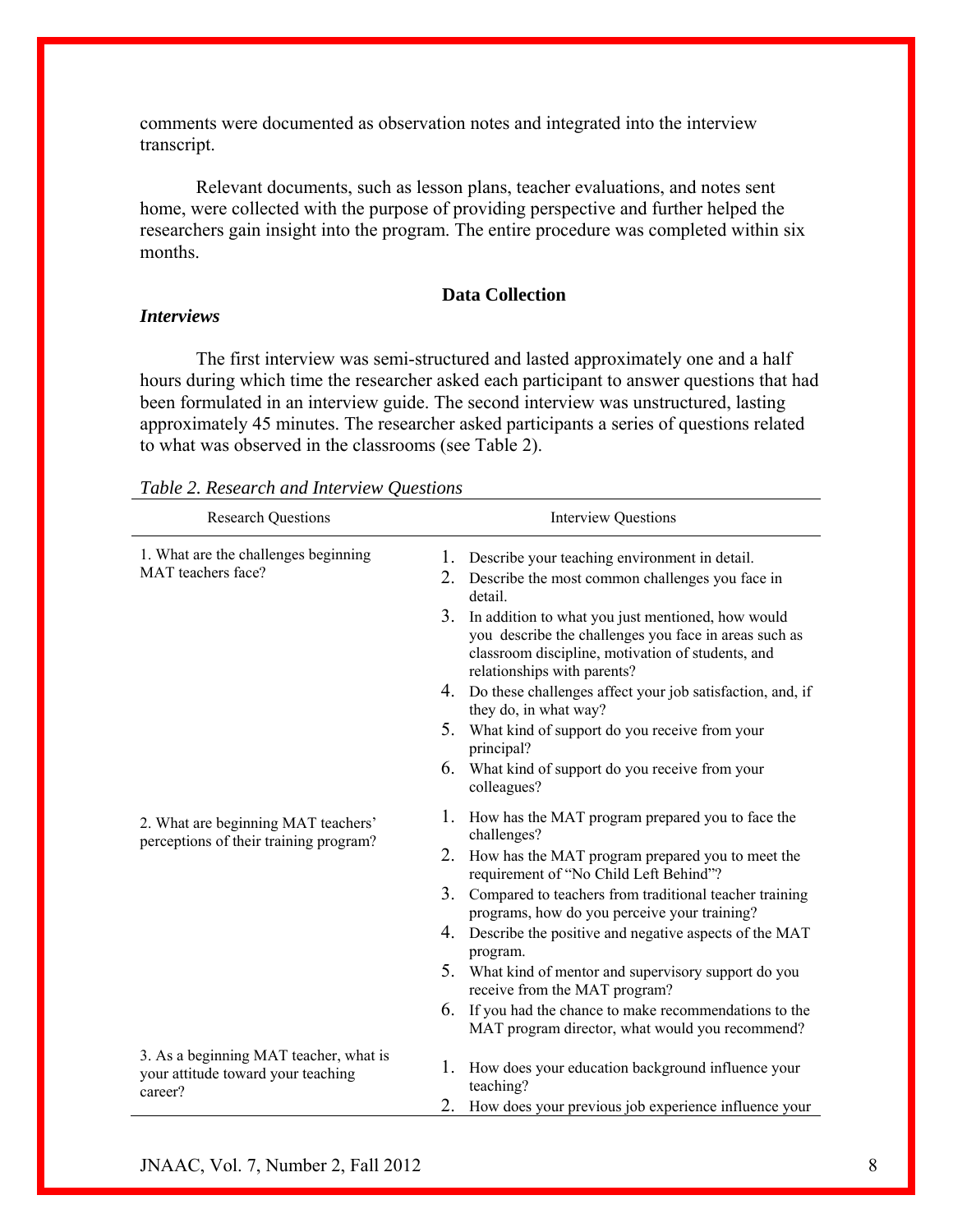comments were documented as observation notes and integrated into the interview transcript.

Relevant documents, such as lesson plans, teacher evaluations, and notes sent home, were collected with the purpose of providing perspective and further helped the researchers gain insight into the program. The entire procedure was completed within six months.

## Data Collection

### *Interviews*

The first interview was semi-structured and lasted approximately one and a half hours during which time the researcher asked each participant to answer questions that had been formulated in an interview guide. The second interview was unstructured, lasting approximately 45 minutes. The researcher asked participants a series of questions related to what was observed in the classrooms (see Table 2).

*Table 2. Research and Interview Questions*

| Research Questions | Interview Questions |
|---|---|
| 1. What are the challenges beginning MAT teachers face? | 1. Describe your teaching environment in detail.<br>2. Describe the most common challenges you face in detail.<br>3. In addition to what you just mentioned, how would you describe the challenges you face in areas such as classroom discipline, motivation of students, and relationships with parents?<br>4. Do these challenges affect your job satisfaction, and, if they do, in what way?<br>5. What kind of support do you receive from your principal?<br>6. What kind of support do you receive from your colleagues? |
| 2. What are beginning MAT teachers' perceptions of their training program? | 1. How has the MAT program prepared you to face the challenges?<br>2. How has the MAT program prepared you to meet the requirement of "No Child Left Behind"?<br>3. Compared to teachers from traditional teacher training programs, how do you perceive your training?<br>4. Describe the positive and negative aspects of the MAT program.<br>5. What kind of mentor and supervisory support do you receive from the MAT program?<br>6. If you had the chance to make recommendations to the MAT program director, what would you recommend? |
| 3. As a beginning MAT teacher, what is your attitude toward your teaching career? | 1. How does your education background influence your teaching?<br>2. How does your previous job experience influence your |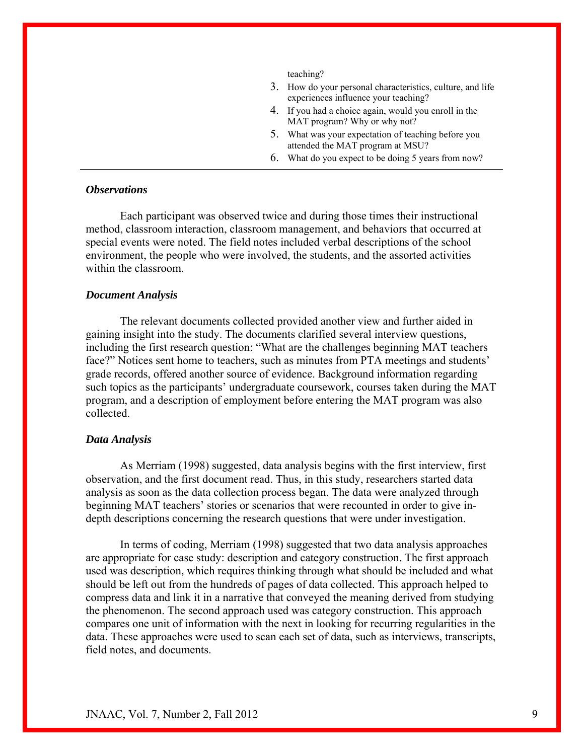teaching?

3. How do your personal characteristics, culture, and life experiences influence your teaching?
4. If you had a choice again, would you enroll in the MAT program? Why or why not?
5. What was your expectation of teaching before you attended the MAT program at MSU?
6. What do you expect to be doing 5 years from now?

### *Observations*

Each participant was observed twice and during those times their instructional method, classroom interaction, classroom management, and behaviors that occurred at special events were noted. The field notes included verbal descriptions of the school environment, the people who were involved, the students, and the assorted activities within the classroom.

### *Document Analysis*

The relevant documents collected provided another view and further aided in gaining insight into the study. The documents clarified several interview questions, including the first research question: "What are the challenges beginning MAT teachers face?" Notices sent home to teachers, such as minutes from PTA meetings and students' grade records, offered another source of evidence. Background information regarding such topics as the participants' undergraduate coursework, courses taken during the MAT program, and a description of employment before entering the MAT program was also collected.

### *Data Analysis*

As Merriam (1998) suggested, data analysis begins with the first interview, first observation, and the first document read. Thus, in this study, researchers started data analysis as soon as the data collection process began. The data were analyzed through beginning MAT teachers' stories or scenarios that were recounted in order to give in-depth descriptions concerning the research questions that were under investigation.

In terms of coding, Merriam (1998) suggested that two data analysis approaches are appropriate for case study: description and category construction. The first approach used was description, which requires thinking through what should be included and what should be left out from the hundreds of pages of data collected. This approach helped to compress data and link it in a narrative that conveyed the meaning derived from studying the phenomenon. The second approach used was category construction. This approach compares one unit of information with the next in looking for recurring regularities in the data. These approaches were used to scan each set of data, such as interviews, transcripts, field notes, and documents.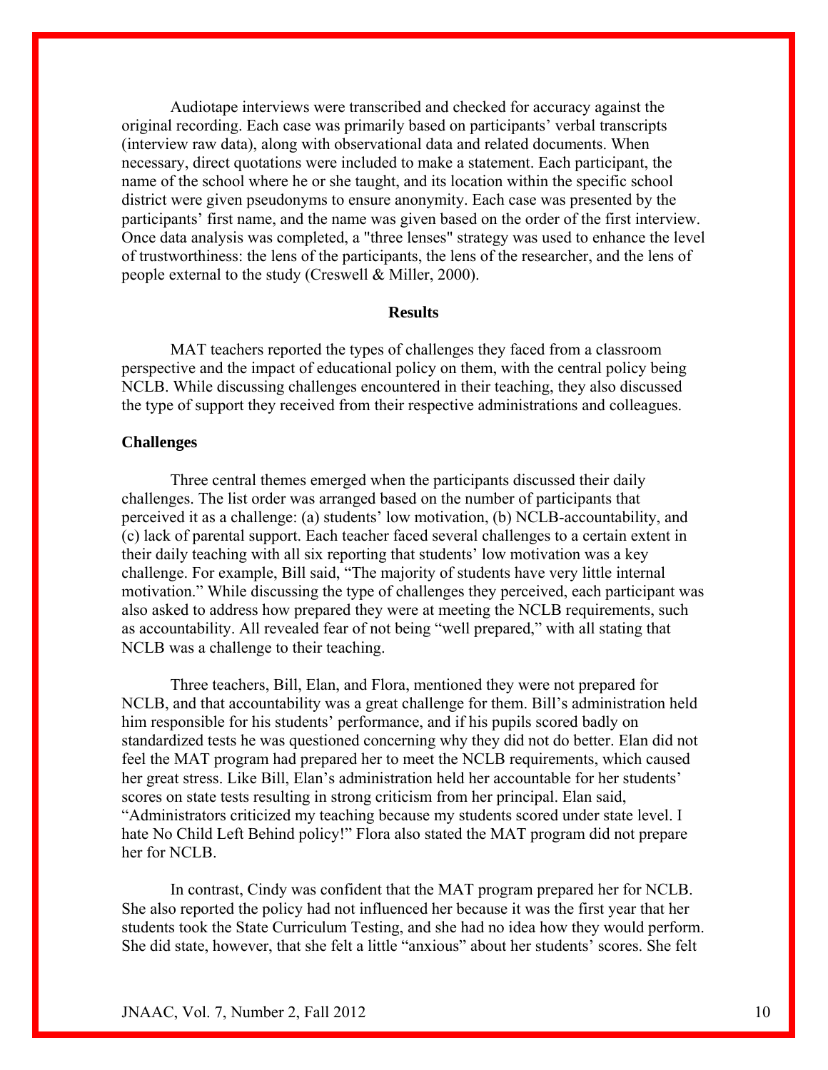Audiotape interviews were transcribed and checked for accuracy against the original recording. Each case was primarily based on participants' verbal transcripts (interview raw data), along with observational data and related documents. When necessary, direct quotations were included to make a statement. Each participant, the name of the school where he or she taught, and its location within the specific school district were given pseudonyms to ensure anonymity. Each case was presented by the participants' first name, and the name was given based on the order of the first interview. Once data analysis was completed, a "three lenses" strategy was used to enhance the level of trustworthiness: the lens of the participants, the lens of the researcher, and the lens of people external to the study (Creswell & Miller, 2000).

## Results

MAT teachers reported the types of challenges they faced from a classroom perspective and the impact of educational policy on them, with the central policy being NCLB. While discussing challenges encountered in their teaching, they also discussed the type of support they received from their respective administrations and colleagues.

### Challenges

Three central themes emerged when the participants discussed their daily challenges. The list order was arranged based on the number of participants that perceived it as a challenge: (a) students' low motivation, (b) NCLB-accountability, and (c) lack of parental support. Each teacher faced several challenges to a certain extent in their daily teaching with all six reporting that students' low motivation was a key challenge. For example, Bill said, "The majority of students have very little internal motivation." While discussing the type of challenges they perceived, each participant was also asked to address how prepared they were at meeting the NCLB requirements, such as accountability. All revealed fear of not being "well prepared," with all stating that NCLB was a challenge to their teaching.

Three teachers, Bill, Elan, and Flora, mentioned they were not prepared for NCLB, and that accountability was a great challenge for them. Bill's administration held him responsible for his students' performance, and if his pupils scored badly on standardized tests he was questioned concerning why they did not do better. Elan did not feel the MAT program had prepared her to meet the NCLB requirements, which caused her great stress. Like Bill, Elan's administration held her accountable for her students' scores on state tests resulting in strong criticism from her principal. Elan said, "Administrators criticized my teaching because my students scored under state level. I hate No Child Left Behind policy!" Flora also stated the MAT program did not prepare her for NCLB.

In contrast, Cindy was confident that the MAT program prepared her for NCLB. She also reported the policy had not influenced her because it was the first year that her students took the State Curriculum Testing, and she had no idea how they would perform. She did state, however, that she felt a little "anxious" about her students' scores. She felt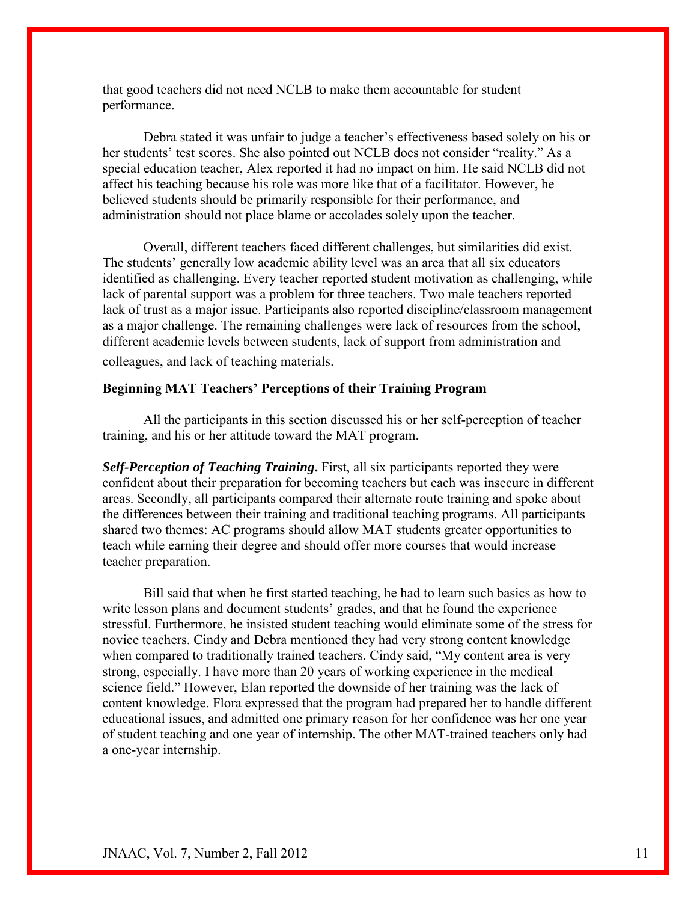that good teachers did not need NCLB to make them accountable for student performance.

Debra stated it was unfair to judge a teacher's effectiveness based solely on his or her students' test scores. She also pointed out NCLB does not consider "reality." As a special education teacher, Alex reported it had no impact on him. He said NCLB did not affect his teaching because his role was more like that of a facilitator. However, he believed students should be primarily responsible for their performance, and administration should not place blame or accolades solely upon the teacher.

Overall, different teachers faced different challenges, but similarities did exist. The students' generally low academic ability level was an area that all six educators identified as challenging. Every teacher reported student motivation as challenging, while lack of parental support was a problem for three teachers. Two male teachers reported lack of trust as a major issue. Participants also reported discipline/classroom management as a major challenge. The remaining challenges were lack of resources from the school, different academic levels between students, lack of support from administration and colleagues, and lack of teaching materials.

### Beginning MAT Teachers' Perceptions of their Training Program

All the participants in this section discussed his or her self-perception of teacher training, and his or her attitude toward the MAT program.

***Self-Perception of Teaching Training*.** First, all six participants reported they were confident about their preparation for becoming teachers but each was insecure in different areas. Secondly, all participants compared their alternate route training and spoke about the differences between their training and traditional teaching programs. All participants shared two themes: AC programs should allow MAT students greater opportunities to teach while earning their degree and should offer more courses that would increase teacher preparation.

Bill said that when he first started teaching, he had to learn such basics as how to write lesson plans and document students' grades, and that he found the experience stressful. Furthermore, he insisted student teaching would eliminate some of the stress for novice teachers. Cindy and Debra mentioned they had very strong content knowledge when compared to traditionally trained teachers. Cindy said, "My content area is very strong, especially. I have more than 20 years of working experience in the medical science field." However, Elan reported the downside of her training was the lack of content knowledge. Flora expressed that the program had prepared her to handle different educational issues, and admitted one primary reason for her confidence was her one year of student teaching and one year of internship. The other MAT-trained teachers only had a one-year internship.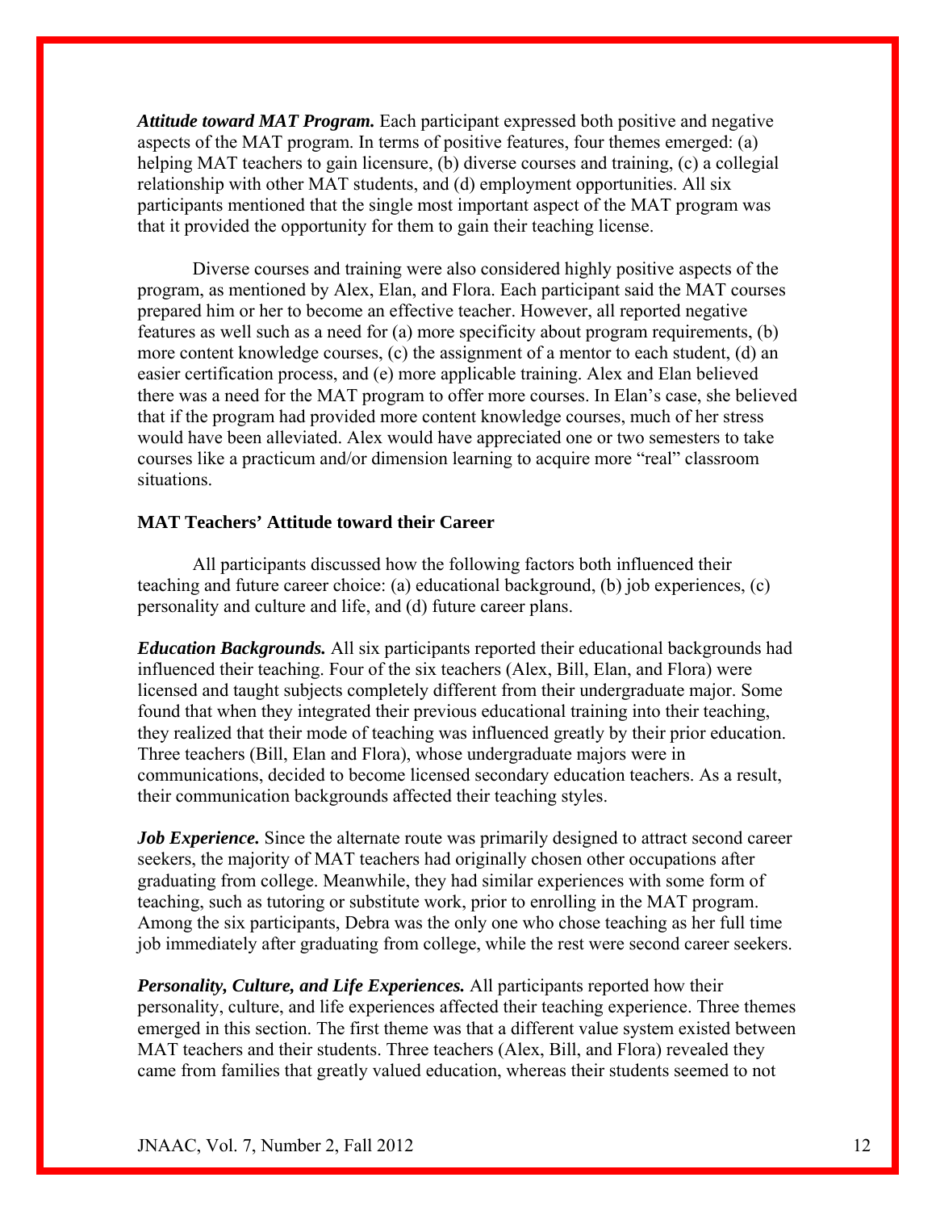***Attitude toward MAT Program.*** Each participant expressed both positive and negative aspects of the MAT program. In terms of positive features, four themes emerged: (a) helping MAT teachers to gain licensure, (b) diverse courses and training, (c) a collegial relationship with other MAT students, and (d) employment opportunities. All six participants mentioned that the single most important aspect of the MAT program was that it provided the opportunity for them to gain their teaching license.

Diverse courses and training were also considered highly positive aspects of the program, as mentioned by Alex, Elan, and Flora. Each participant said the MAT courses prepared him or her to become an effective teacher. However, all reported negative features as well such as a need for (a) more specificity about program requirements, (b) more content knowledge courses, (c) the assignment of a mentor to each student, (d) an easier certification process, and (e) more applicable training. Alex and Elan believed there was a need for the MAT program to offer more courses. In Elan's case, she believed that if the program had provided more content knowledge courses, much of her stress would have been alleviated. Alex would have appreciated one or two semesters to take courses like a practicum and/or dimension learning to acquire more "real" classroom situations.

### MAT Teachers' Attitude toward their Career

All participants discussed how the following factors both influenced their teaching and future career choice: (a) educational background, (b) job experiences, (c) personality and culture and life, and (d) future career plans.

***Education Backgrounds.*** All six participants reported their educational backgrounds had influenced their teaching. Four of the six teachers (Alex, Bill, Elan, and Flora) were licensed and taught subjects completely different from their undergraduate major. Some found that when they integrated their previous educational training into their teaching, they realized that their mode of teaching was influenced greatly by their prior education. Three teachers (Bill, Elan and Flora), whose undergraduate majors were in communications, decided to become licensed secondary education teachers. As a result, their communication backgrounds affected their teaching styles.

***Job Experience.*** Since the alternate route was primarily designed to attract second career seekers, the majority of MAT teachers had originally chosen other occupations after graduating from college. Meanwhile, they had similar experiences with some form of teaching, such as tutoring or substitute work, prior to enrolling in the MAT program. Among the six participants, Debra was the only one who chose teaching as her full time job immediately after graduating from college, while the rest were second career seekers.

***Personality, Culture, and Life Experiences.*** All participants reported how their personality, culture, and life experiences affected their teaching experience. Three themes emerged in this section. The first theme was that a different value system existed between MAT teachers and their students. Three teachers (Alex, Bill, and Flora) revealed they came from families that greatly valued education, whereas their students seemed to not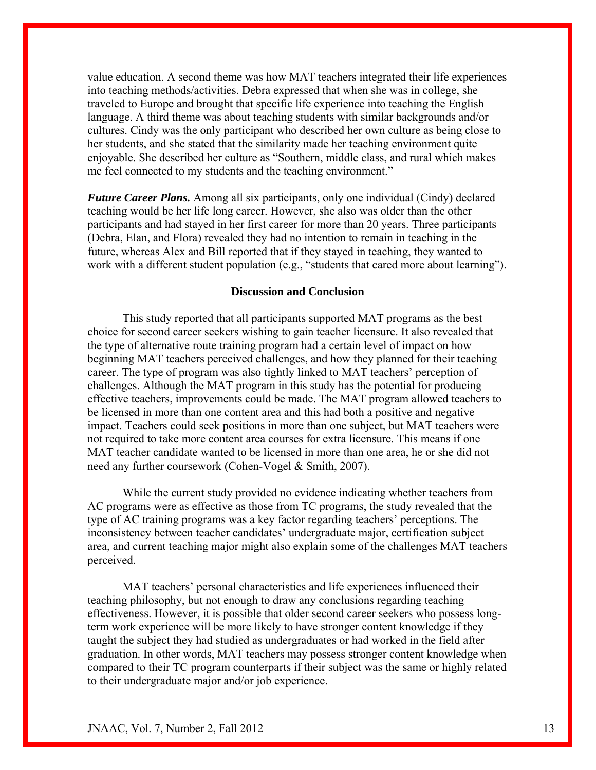value education. A second theme was how MAT teachers integrated their life experiences into teaching methods/activities. Debra expressed that when she was in college, she traveled to Europe and brought that specific life experience into teaching the English language. A third theme was about teaching students with similar backgrounds and/or cultures. Cindy was the only participant who described her own culture as being close to her students, and she stated that the similarity made her teaching environment quite enjoyable. She described her culture as "Southern, middle class, and rural which makes me feel connected to my students and the teaching environment."

***Future Career Plans.*** Among all six participants, only one individual (Cindy) declared teaching would be her life long career. However, she also was older than the other participants and had stayed in her first career for more than 20 years. Three participants (Debra, Elan, and Flora) revealed they had no intention to remain in teaching in the future, whereas Alex and Bill reported that if they stayed in teaching, they wanted to work with a different student population (e.g., "students that cared more about learning").

## Discussion and Conclusion

This study reported that all participants supported MAT programs as the best choice for second career seekers wishing to gain teacher licensure. It also revealed that the type of alternative route training program had a certain level of impact on how beginning MAT teachers perceived challenges, and how they planned for their teaching career. The type of program was also tightly linked to MAT teachers' perception of challenges. Although the MAT program in this study has the potential for producing effective teachers, improvements could be made. The MAT program allowed teachers to be licensed in more than one content area and this had both a positive and negative impact. Teachers could seek positions in more than one subject, but MAT teachers were not required to take more content area courses for extra licensure. This means if one MAT teacher candidate wanted to be licensed in more than one area, he or she did not need any further coursework (Cohen-Vogel & Smith, 2007).

While the current study provided no evidence indicating whether teachers from AC programs were as effective as those from TC programs, the study revealed that the type of AC training programs was a key factor regarding teachers' perceptions. The inconsistency between teacher candidates' undergraduate major, certification subject area, and current teaching major might also explain some of the challenges MAT teachers perceived.

MAT teachers' personal characteristics and life experiences influenced their teaching philosophy, but not enough to draw any conclusions regarding teaching effectiveness. However, it is possible that older second career seekers who possess long-term work experience will be more likely to have stronger content knowledge if they taught the subject they had studied as undergraduates or had worked in the field after graduation. In other words, MAT teachers may possess stronger content knowledge when compared to their TC program counterparts if their subject was the same or highly related to their undergraduate major and/or job experience.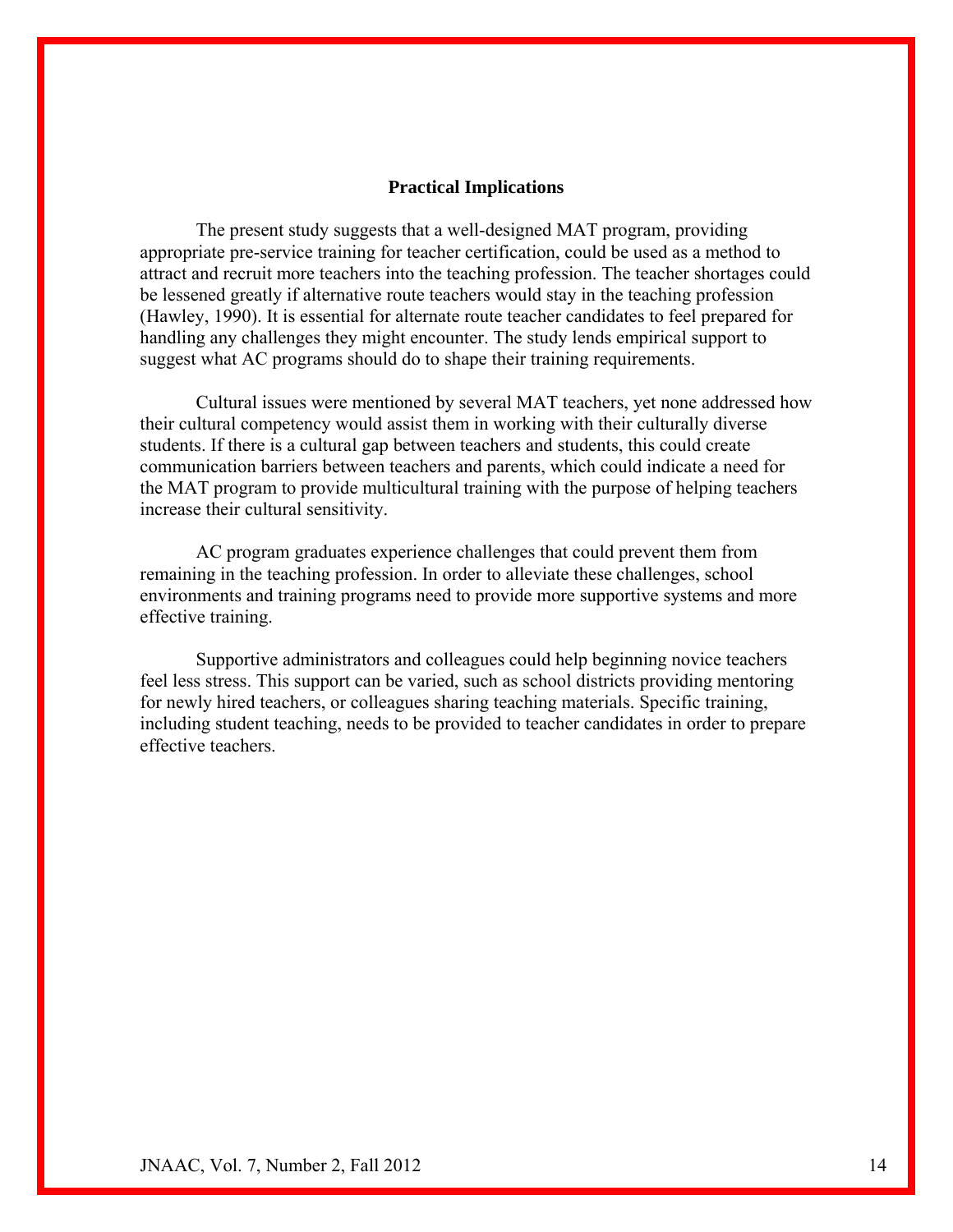## Practical Implications

The present study suggests that a well-designed MAT program, providing appropriate pre-service training for teacher certification, could be used as a method to attract and recruit more teachers into the teaching profession. The teacher shortages could be lessened greatly if alternative route teachers would stay in the teaching profession (Hawley, 1990). It is essential for alternate route teacher candidates to feel prepared for handling any challenges they might encounter. The study lends empirical support to suggest what AC programs should do to shape their training requirements.

Cultural issues were mentioned by several MAT teachers, yet none addressed how their cultural competency would assist them in working with their culturally diverse students. If there is a cultural gap between teachers and students, this could create communication barriers between teachers and parents, which could indicate a need for the MAT program to provide multicultural training with the purpose of helping teachers increase their cultural sensitivity.

AC program graduates experience challenges that could prevent them from remaining in the teaching profession. In order to alleviate these challenges, school environments and training programs need to provide more supportive systems and more effective training.

Supportive administrators and colleagues could help beginning novice teachers feel less stress. This support can be varied, such as school districts providing mentoring for newly hired teachers, or colleagues sharing teaching materials. Specific training, including student teaching, needs to be provided to teacher candidates in order to prepare effective teachers.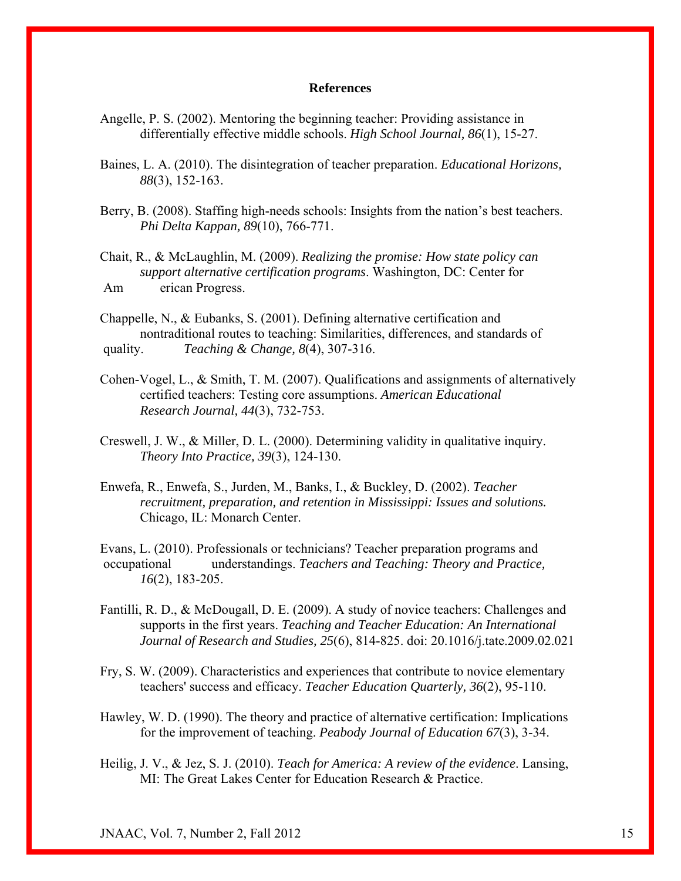## References

Angelle, P. S. (2002). Mentoring the beginning teacher: Providing assistance in differentially effective middle schools. *High School Journal, 86*(1), 15-27.

Baines, L. A. (2010). The disintegration of teacher preparation. *Educational Horizons, 88*(3), 152-163.

Berry, B. (2008). Staffing high-needs schools: Insights from the nation's best teachers. *Phi Delta Kappan, 89*(10), 766-771.

Chait, R., & McLaughlin, M. (2009). *Realizing the promise: How state policy can support alternative certification programs*. Washington, DC: Center for American Progress.

Chappelle, N., & Eubanks, S. (2001). Defining alternative certification and nontraditional routes to teaching: Similarities, differences, and standards of quality. *Teaching & Change, 8*(4), 307-316.

Cohen-Vogel, L., & Smith, T. M. (2007). Qualifications and assignments of alternatively certified teachers: Testing core assumptions. *American Educational Research Journal, 44*(3), 732-753.

Creswell, J. W., & Miller, D. L. (2000). Determining validity in qualitative inquiry. *Theory Into Practice, 39*(3), 124-130.

Enwefa, R., Enwefa, S., Jurden, M., Banks, I., & Buckley, D. (2002). *Teacher recruitment, preparation, and retention in Mississippi: Issues and solutions.* Chicago, IL: Monarch Center.

Evans, L. (2010). Professionals or technicians? Teacher preparation programs and occupational understandings. *Teachers and Teaching: Theory and Practice, 16*(2), 183-205.

Fantilli, R. D., & McDougall, D. E. (2009). A study of novice teachers: Challenges and supports in the first years. *Teaching and Teacher Education: An International Journal of Research and Studies, 25*(6), 814-825. doi: 20.1016/j.tate.2009.02.021

Fry, S. W. (2009). Characteristics and experiences that contribute to novice elementary teachers' success and efficacy. *Teacher Education Quarterly, 36*(2), 95-110.

Hawley, W. D. (1990). The theory and practice of alternative certification: Implications for the improvement of teaching. *Peabody Journal of Education 67*(3), 3-34.

Heilig, J. V., & Jez, S. J. (2010). *Teach for America: A review of the evidence*. Lansing, MI: The Great Lakes Center for Education Research & Practice.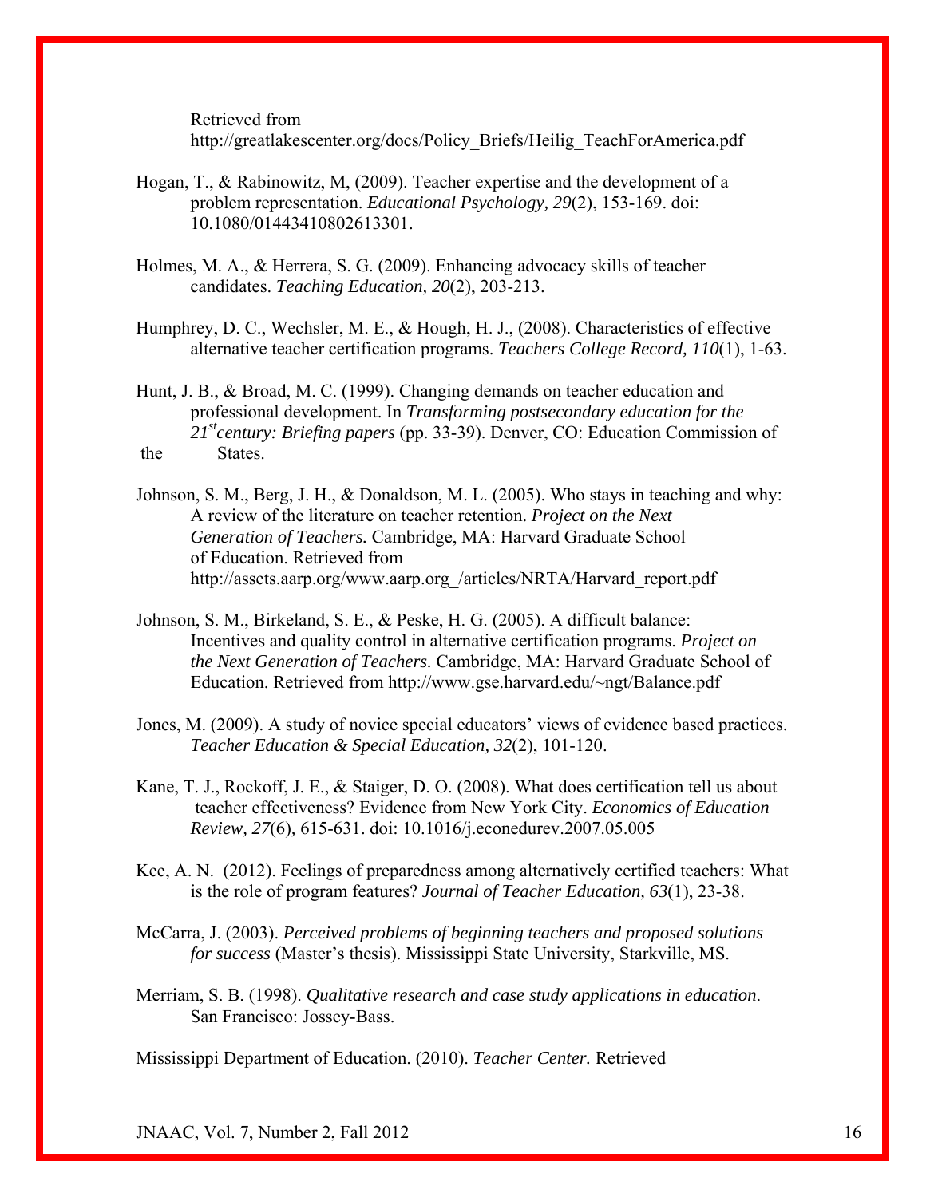Retrieved from http://greatlakescenter.org/docs/Policy_Briefs/Heilig_TeachForAmerica.pdf

Hogan, T., & Rabinowitz, M, (2009). Teacher expertise and the development of a problem representation. *Educational Psychology, 29*(2), 153-169. doi: 10.1080/01443410802613301.

Holmes, M. A., & Herrera, S. G. (2009). Enhancing advocacy skills of teacher candidates. *Teaching Education, 20*(2), 203-213.

Humphrey, D. C., Wechsler, M. E., & Hough, H. J., (2008). Characteristics of effective alternative teacher certification programs. *Teachers College Record, 110*(1), 1-63.

Hunt, J. B., & Broad, M. C. (1999). Changing demands on teacher education and professional development. In *Transforming postsecondary education for the 21st century: Briefing papers* (pp. 33-39). Denver, CO: Education Commission of the States.

Johnson, S. M., Berg, J. H., & Donaldson, M. L. (2005). Who stays in teaching and why: A review of the literature on teacher retention. *Project on the Next Generation of Teachers.* Cambridge, MA: Harvard Graduate School of Education. Retrieved from http://assets.aarp.org/www.aarp.org_/articles/NRTA/Harvard_report.pdf

Johnson, S. M., Birkeland, S. E., & Peske, H. G. (2005). A difficult balance: Incentives and quality control in alternative certification programs. *Project on the Next Generation of Teachers.* Cambridge, MA: Harvard Graduate School of Education. Retrieved from http://www.gse.harvard.edu/~ngt/Balance.pdf

Jones, M. (2009). A study of novice special educators' views of evidence based practices. *Teacher Education & Special Education, 32*(2), 101-120.

Kane, T. J., Rockoff, J. E., & Staiger, D. O. (2008). What does certification tell us about teacher effectiveness? Evidence from New York City. *Economics of Education Review, 27*(6), 615-631. doi: 10.1016/j.econedurev.2007.05.005

Kee, A. N. (2012). Feelings of preparedness among alternatively certified teachers: What is the role of program features? *Journal of Teacher Education, 63*(1), 23-38.

McCarra, J. (2003). *Perceived problems of beginning teachers and proposed solutions for success* (Master's thesis). Mississippi State University, Starkville, MS.

Merriam, S. B. (1998). *Qualitative research and case study applications in education*. San Francisco: Jossey-Bass.

Mississippi Department of Education. (2010). *Teacher Center.* Retrieved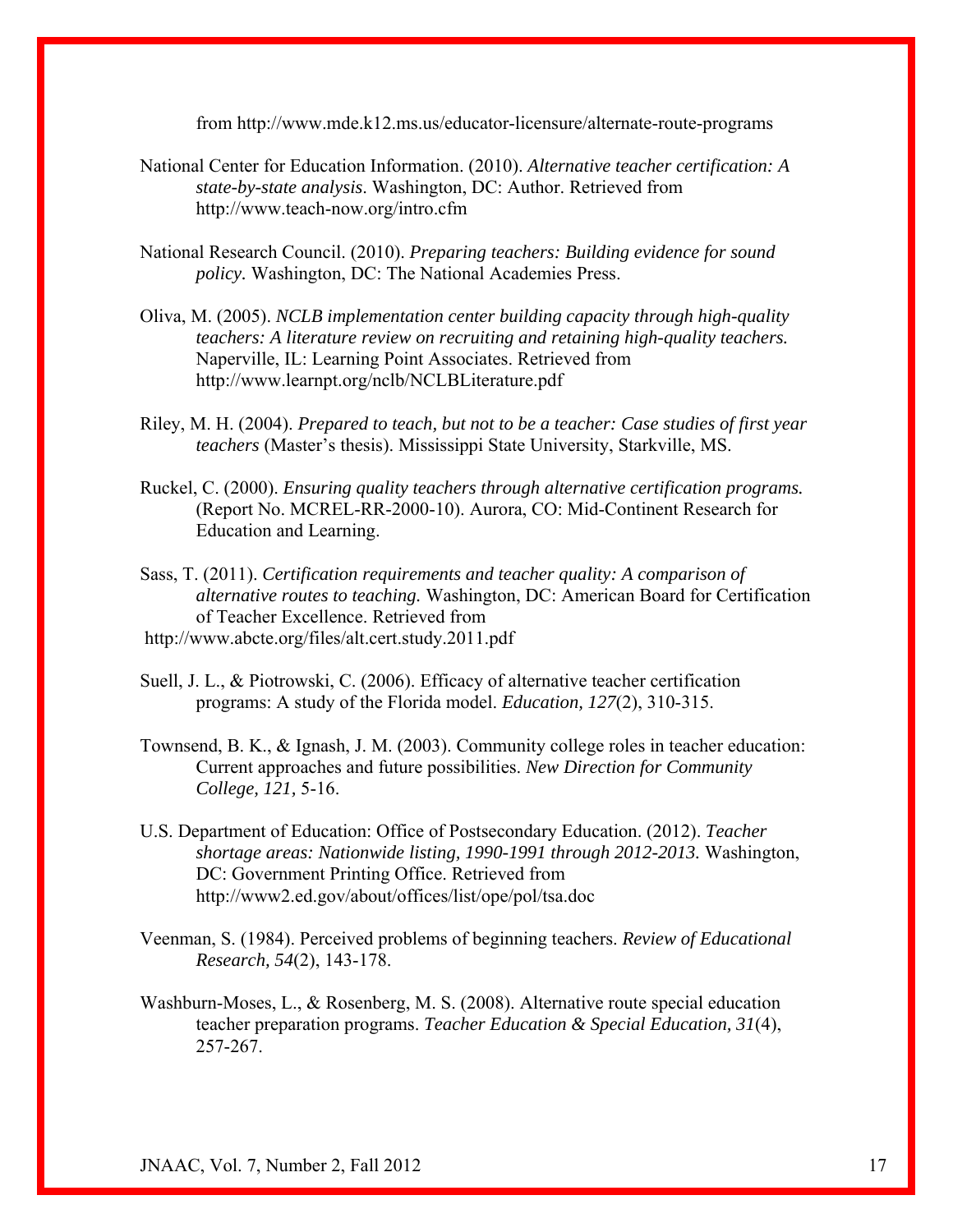from http://www.mde.k12.ms.us/educator-licensure/alternate-route-programs

National Center for Education Information. (2010). *Alternative teacher certification: A state-by-state analysis*. Washington, DC: Author. Retrieved from http://www.teach-now.org/intro.cfm

National Research Council. (2010). *Preparing teachers: Building evidence for sound policy.* Washington, DC: The National Academies Press.

Oliva, M. (2005). *NCLB implementation center building capacity through high-quality teachers: A literature review on recruiting and retaining high-quality teachers.* Naperville, IL: Learning Point Associates. Retrieved from http://www.learnpt.org/nclb/NCLBLiterature.pdf

Riley, M. H. (2004). *Prepared to teach, but not to be a teacher: Case studies of first year teachers* (Master's thesis). Mississippi State University, Starkville, MS.

Ruckel, C. (2000). *Ensuring quality teachers through alternative certification programs.* (Report No. MCREL-RR-2000-10). Aurora, CO: Mid-Continent Research for Education and Learning.

Sass, T. (2011). *Certification requirements and teacher quality: A comparison of alternative routes to teaching.* Washington, DC: American Board for Certification of Teacher Excellence. Retrieved from http://www.abcte.org/files/alt.cert.study.2011.pdf

Suell, J. L., & Piotrowski, C. (2006). Efficacy of alternative teacher certification programs: A study of the Florida model. *Education, 127*(2), 310-315.

Townsend, B. K., & Ignash, J. M. (2003). Community college roles in teacher education: Current approaches and future possibilities. *New Direction for Community College, 121,* 5-16.

U.S. Department of Education: Office of Postsecondary Education. (2012). *Teacher shortage areas: Nationwide listing, 1990-1991 through 2012-2013.* Washington, DC: Government Printing Office. Retrieved from http://www2.ed.gov/about/offices/list/ope/pol/tsa.doc

Veenman, S. (1984). Perceived problems of beginning teachers. *Review of Educational Research, 54*(2), 143-178.

Washburn-Moses, L., & Rosenberg, M. S. (2008). Alternative route special education teacher preparation programs. *Teacher Education & Special Education, 31*(4), 257-267.